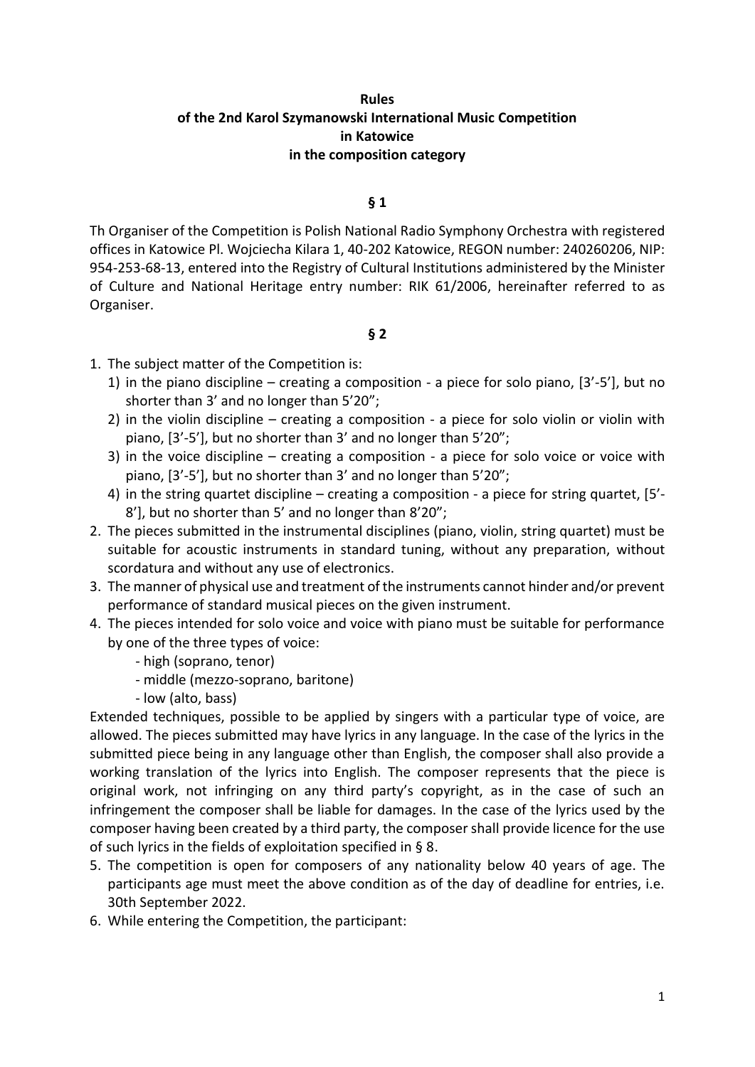**Rules**
**of the 2nd Karol Szymanowski International Music Competition**
**in Katowice**
**in the composition category**

**§ 1**

Th Organiser of the Competition is Polish National Radio Symphony Orchestra with registered offices in Katowice Pl. Wojciecha Kilara 1, 40-202 Katowice, REGON number: 240260206, NIP: 954-253-68-13, entered into the Registry of Cultural Institutions administered by the Minister of Culture and National Heritage entry number: RIK 61/2006, hereinafter referred to as Organiser.

**§ 2**

1. The subject matter of the Competition is:
   1) in the piano discipline – creating a composition - a piece for solo piano, [3'-5'], but no shorter than 3' and no longer than 5'20";
   2) in the violin discipline – creating a composition - a piece for solo violin or violin with piano, [3'-5'], but no shorter than 3' and no longer than 5'20";
   3) in the voice discipline – creating a composition - a piece for solo voice or voice with piano, [3'-5'], but no shorter than 3' and no longer than 5'20";
   4) in the string quartet discipline – creating a composition - a piece for string quartet, [5'-8'], but no shorter than 5' and no longer than 8'20";
2. The pieces submitted in the instrumental disciplines (piano, violin, string quartet) must be suitable for acoustic instruments in standard tuning, without any preparation, without scordatura and without any use of electronics.
3. The manner of physical use and treatment of the instruments cannot hinder and/or prevent performance of standard musical pieces on the given instrument.
4. The pieces intended for solo voice and voice with piano must be suitable for performance by one of the three types of voice:
   - high (soprano, tenor)
   - middle (mezzo-soprano, baritone)
   - low (alto, bass)

Extended techniques, possible to be applied by singers with a particular type of voice, are allowed. The pieces submitted may have lyrics in any language. In the case of the lyrics in the submitted piece being in any language other than English, the composer shall also provide a working translation of the lyrics into English. The composer represents that the piece is original work, not infringing on any third party's copyright, as in the case of such an infringement the composer shall be liable for damages. In the case of the lyrics used by the composer having been created by a third party, the composer shall provide licence for the use of such lyrics in the fields of exploitation specified in § 8.

5. The competition is open for composers of any nationality below 40 years of age. The participants age must meet the above condition as of the day of deadline for entries, i.e. 30th September 2022.
6. While entering the Competition, the participant: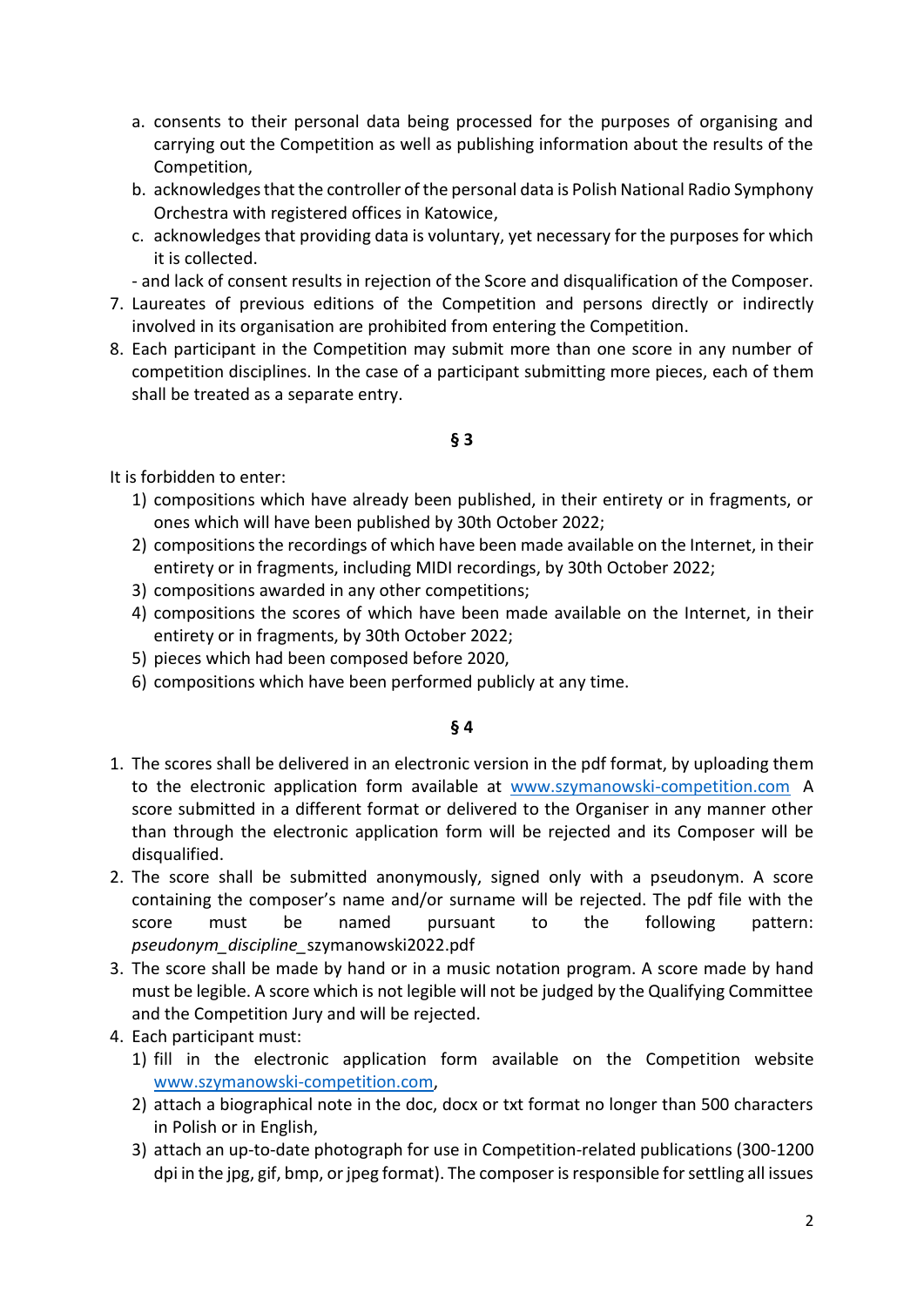a. consents to their personal data being processed for the purposes of organising and carrying out the Competition as well as publishing information about the results of the Competition,
   b. acknowledges that the controller of the personal data is Polish National Radio Symphony Orchestra with registered offices in Katowice,
   c. acknowledges that providing data is voluntary, yet necessary for the purposes for which it is collected.

   - and lack of consent results in rejection of the Score and disqualification of the Composer.
7. Laureates of previous editions of the Competition and persons directly or indirectly involved in its organisation are prohibited from entering the Competition.
8. Each participant in the Competition may submit more than one score in any number of competition disciplines. In the case of a participant submitting more pieces, each of them shall be treated as a separate entry.

**§ 3**

It is forbidden to enter:

1) compositions which have already been published, in their entirety or in fragments, or ones which will have been published by 30th October 2022;
2) compositions the recordings of which have been made available on the Internet, in their entirety or in fragments, including MIDI recordings, by 30th October 2022;
3) compositions awarded in any other competitions;
4) compositions the scores of which have been made available on the Internet, in their entirety or in fragments, by 30th October 2022;
5) pieces which had been composed before 2020,
6) compositions which have been performed publicly at any time.

**§ 4**

1. The scores shall be delivered in an electronic version in the pdf format, by uploading them to the electronic application form available at [www.szymanowski-competition.com](www.szymanowski-competition.com) A score submitted in a different format or delivered to the Organiser in any manner other than through the electronic application form will be rejected and its Composer will be disqualified.
2. The score shall be submitted anonymously, signed only with a pseudonym. A score containing the composer's name and/or surname will be rejected. The pdf file with the score must be named pursuant to the following pattern: *pseudonym_discipline_*szymanowski2022.pdf
3. The score shall be made by hand or in a music notation program. A score made by hand must be legible. A score which is not legible will not be judged by the Qualifying Committee and the Competition Jury and will be rejected.
4. Each participant must:
   1) fill in the electronic application form available on the Competition website [www.szymanowski-competition.com](www.szymanowski-competition.com),
   2) attach a biographical note in the doc, docx or txt format no longer than 500 characters in Polish or in English,
   3) attach an up-to-date photograph for use in Competition-related publications (300-1200 dpi in the jpg, gif, bmp, or jpeg format). The composer is responsible for settling all issues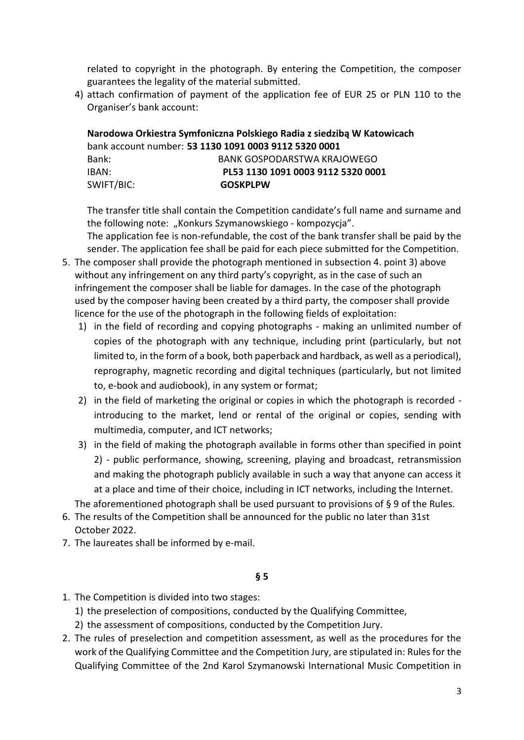related to copyright in the photograph. By entering the Competition, the composer guarantees the legality of the material submitted.

4) attach confirmation of payment of the application fee of EUR 25 or PLN 110 to the Organiser's bank account:

**Narodowa Orkiestra Symfoniczna Polskiego Radia z siedzibą W Katowicach**
bank account number: **53 1130 1091 0003 9112 5320 0001**
Bank: BANK GOSPODARSTWA KRAJOWEGO
IBAN: **PL53 1130 1091 0003 9112 5320 0001**
SWIFT/BIC: **GOSKPLPW**

The transfer title shall contain the Competition candidate's full name and surname and the following note: „Konkurs Szymanowskiego - kompozycja".
The application fee is non-refundable, the cost of the bank transfer shall be paid by the sender. The application fee shall be paid for each piece submitted for the Competition.

5. The composer shall provide the photograph mentioned in subsection 4. point 3) above without any infringement on any third party's copyright, as in the case of such an infringement the composer shall be liable for damages. In the case of the photograph used by the composer having been created by a third party, the composer shall provide licence for the use of the photograph in the following fields of exploitation:
   1) in the field of recording and copying photographs - making an unlimited number of copies of the photograph with any technique, including print (particularly, but not limited to, in the form of a book, both paperback and hardback, as well as a periodical), reprography, magnetic recording and digital techniques (particularly, but not limited to, e-book and audiobook), in any system or format;
   2) in the field of marketing the original or copies in which the photograph is recorded - introducing to the market, lend or rental of the original or copies, sending with multimedia, computer, and ICT networks;
   3) in the field of making the photograph available in forms other than specified in point 2) - public performance, showing, screening, playing and broadcast, retransmission and making the photograph publicly available in such a way that anyone can access it at a place and time of their choice, including in ICT networks, including the Internet.

   The aforementioned photograph shall be used pursuant to provisions of § 9 of the Rules.
6. The results of the Competition shall be announced for the public no later than 31st October 2022.
7. The laureates shall be informed by e-mail.

**§ 5**

1. The Competition is divided into two stages:
   1) the preselection of compositions, conducted by the Qualifying Committee,
   2) the assessment of compositions, conducted by the Competition Jury.
2. The rules of preselection and competition assessment, as well as the procedures for the work of the Qualifying Committee and the Competition Jury, are stipulated in: Rules for the Qualifying Committee of the 2nd Karol Szymanowski International Music Competition in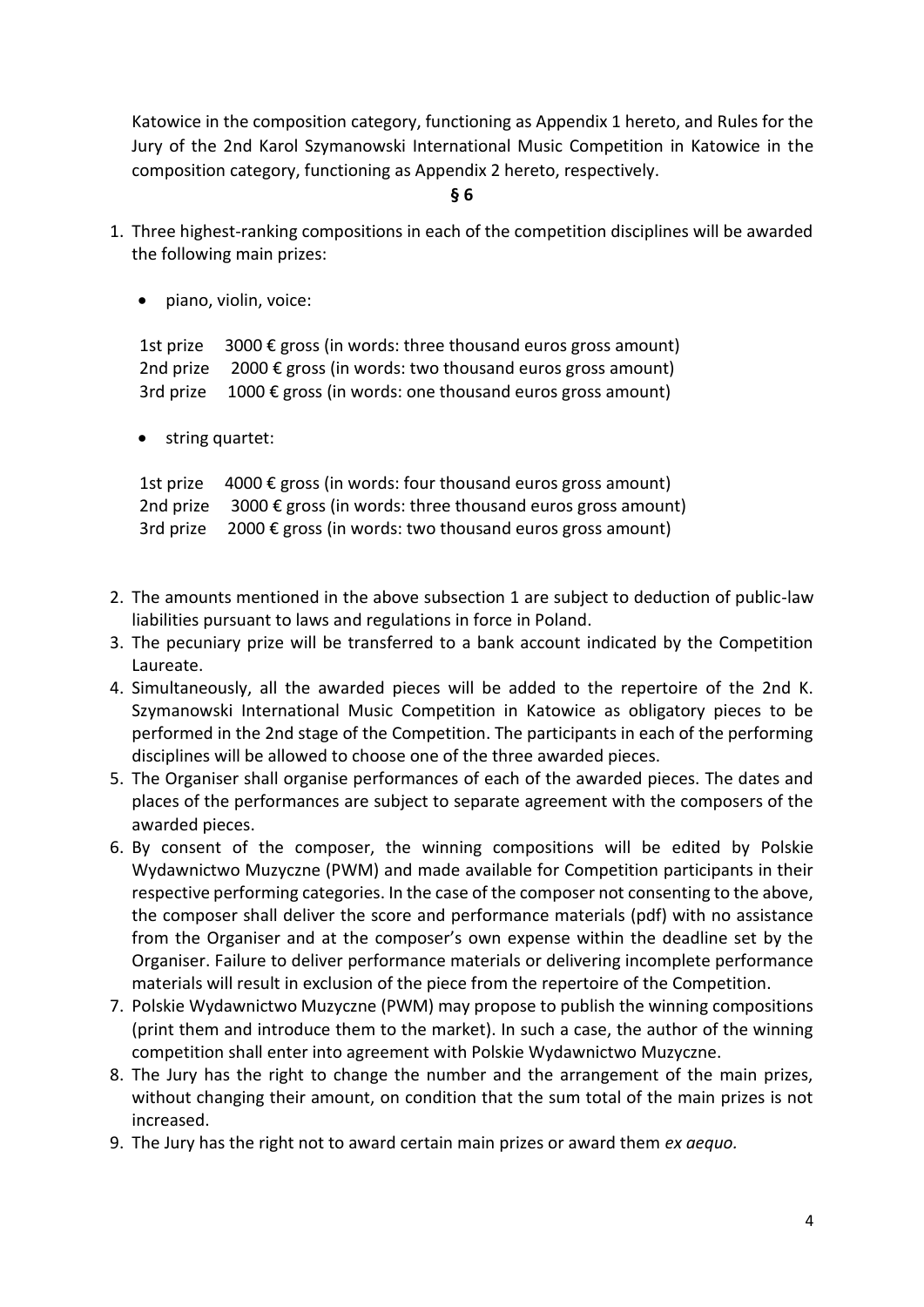Katowice in the composition category, functioning as Appendix 1 hereto, and Rules for the Jury of the 2nd Karol Szymanowski International Music Competition in Katowice in the composition category, functioning as Appendix 2 hereto, respectively.

**§ 6**

1. Three highest-ranking compositions in each of the competition disciplines will be awarded the following main prizes:

   - piano, violin, voice:

     1st prize 3000 € gross (in words: three thousand euros gross amount)
     2nd prize 2000 € gross (in words: two thousand euros gross amount)
     3rd prize 1000 € gross (in words: one thousand euros gross amount)

   - string quartet:

     1st prize 4000 € gross (in words: four thousand euros gross amount)
     2nd prize 3000 € gross (in words: three thousand euros gross amount)
     3rd prize 2000 € gross (in words: two thousand euros gross amount)

2. The amounts mentioned in the above subsection 1 are subject to deduction of public-law liabilities pursuant to laws and regulations in force in Poland.
3. The pecuniary prize will be transferred to a bank account indicated by the Competition Laureate.
4. Simultaneously, all the awarded pieces will be added to the repertoire of the 2nd K. Szymanowski International Music Competition in Katowice as obligatory pieces to be performed in the 2nd stage of the Competition. The participants in each of the performing disciplines will be allowed to choose one of the three awarded pieces.
5. The Organiser shall organise performances of each of the awarded pieces. The dates and places of the performances are subject to separate agreement with the composers of the awarded pieces.
6. By consent of the composer, the winning compositions will be edited by Polskie Wydawnictwo Muzyczne (PWM) and made available for Competition participants in their respective performing categories. In the case of the composer not consenting to the above, the composer shall deliver the score and performance materials (pdf) with no assistance from the Organiser and at the composer's own expense within the deadline set by the Organiser. Failure to deliver performance materials or delivering incomplete performance materials will result in exclusion of the piece from the repertoire of the Competition.
7. Polskie Wydawnictwo Muzyczne (PWM) may propose to publish the winning compositions (print them and introduce them to the market). In such a case, the author of the winning competition shall enter into agreement with Polskie Wydawnictwo Muzyczne.
8. The Jury has the right to change the number and the arrangement of the main prizes, without changing their amount, on condition that the sum total of the main prizes is not increased.
9. The Jury has the right not to award certain main prizes or award them *ex aequo.*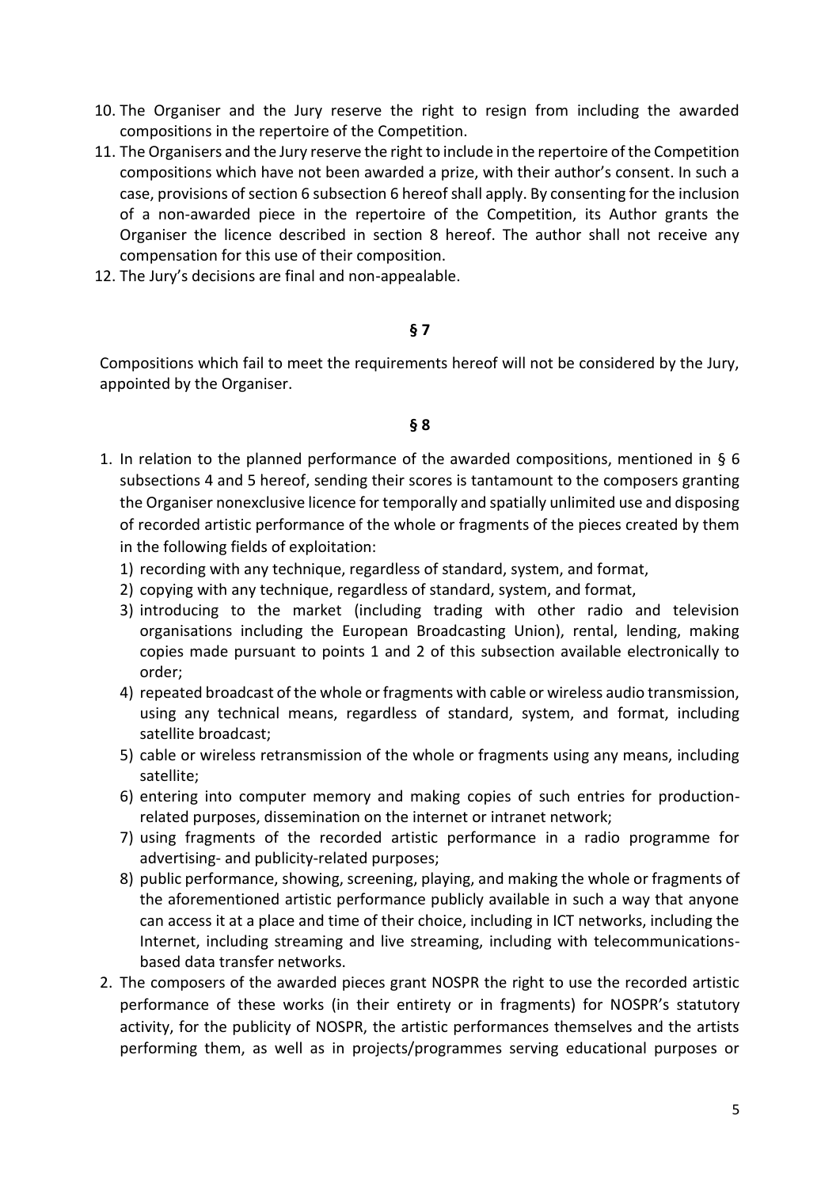10. The Organiser and the Jury reserve the right to resign from including the awarded compositions in the repertoire of the Competition.
11. The Organisers and the Jury reserve the right to include in the repertoire of the Competition compositions which have not been awarded a prize, with their author's consent. In such a case, provisions of section 6 subsection 6 hereof shall apply. By consenting for the inclusion of a non-awarded piece in the repertoire of the Competition, its Author grants the Organiser the licence described in section 8 hereof. The author shall not receive any compensation for this use of their composition.
12. The Jury's decisions are final and non-appealable.

**§ 7**

Compositions which fail to meet the requirements hereof will not be considered by the Jury, appointed by the Organiser.

**§ 8**

1. In relation to the planned performance of the awarded compositions, mentioned in § 6 subsections 4 and 5 hereof, sending their scores is tantamount to the composers granting the Organiser nonexclusive licence for temporally and spatially unlimited use and disposing of recorded artistic performance of the whole or fragments of the pieces created by them in the following fields of exploitation:
   1) recording with any technique, regardless of standard, system, and format,
   2) copying with any technique, regardless of standard, system, and format,
   3) introducing to the market (including trading with other radio and television organisations including the European Broadcasting Union), rental, lending, making copies made pursuant to points 1 and 2 of this subsection available electronically to order;
   4) repeated broadcast of the whole or fragments with cable or wireless audio transmission, using any technical means, regardless of standard, system, and format, including satellite broadcast;
   5) cable or wireless retransmission of the whole or fragments using any means, including satellite;
   6) entering into computer memory and making copies of such entries for production-related purposes, dissemination on the internet or intranet network;
   7) using fragments of the recorded artistic performance in a radio programme for advertising- and publicity-related purposes;
   8) public performance, showing, screening, playing, and making the whole or fragments of the aforementioned artistic performance publicly available in such a way that anyone can access it at a place and time of their choice, including in ICT networks, including the Internet, including streaming and live streaming, including with telecommunications-based data transfer networks.
2. The composers of the awarded pieces grant NOSPR the right to use the recorded artistic performance of these works (in their entirety or in fragments) for NOSPR's statutory activity, for the publicity of NOSPR, the artistic performances themselves and the artists performing them, as well as in projects/programmes serving educational purposes or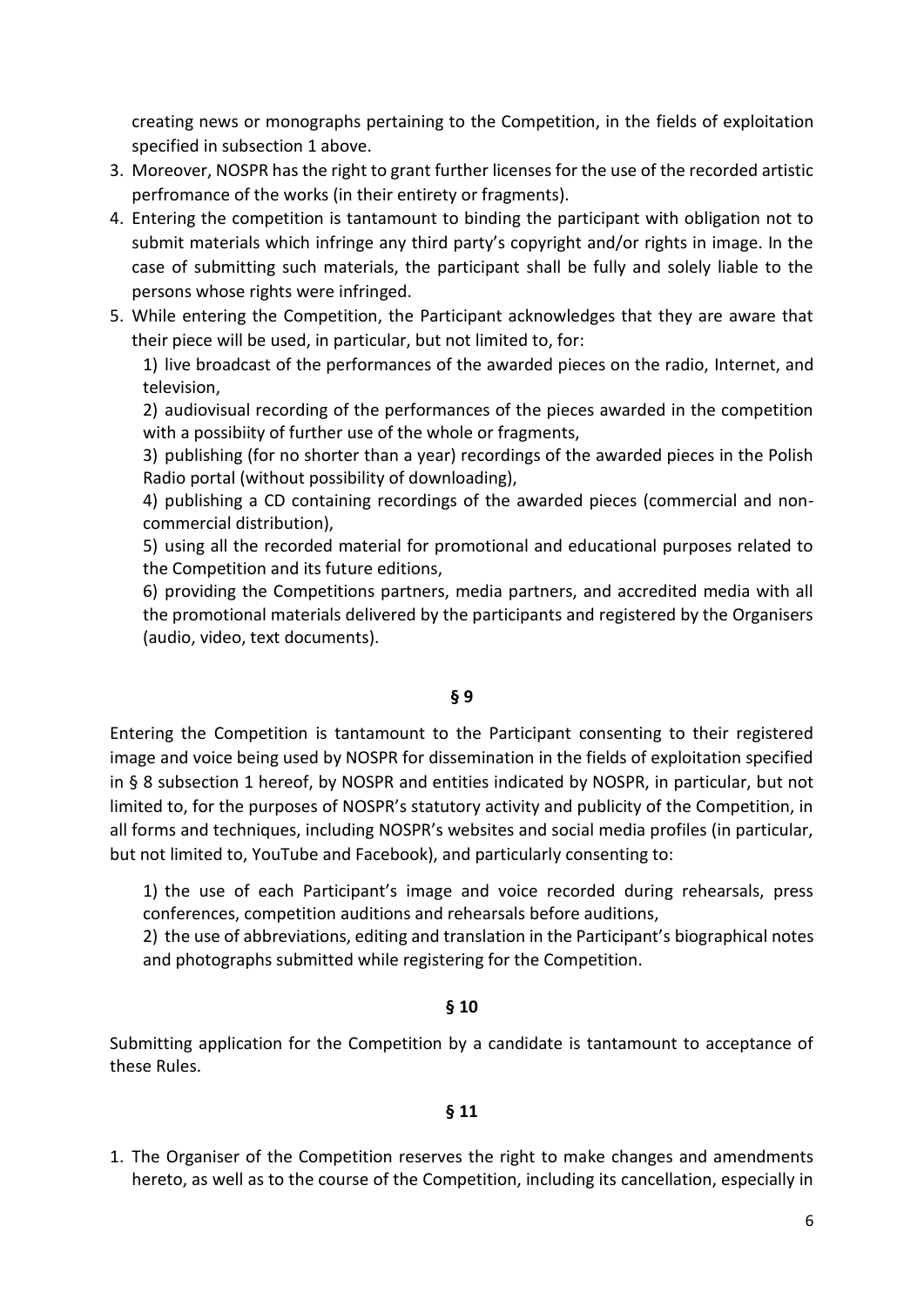creating news or monographs pertaining to the Competition, in the fields of exploitation specified in subsection 1 above.

3. Moreover, NOSPR has the right to grant further licenses for the use of the recorded artistic perfromance of the works (in their entirety or fragments).
4. Entering the competition is tantamount to binding the participant with obligation not to submit materials which infringe any third party's copyright and/or rights in image. In the case of submitting such materials, the participant shall be fully and solely liable to the persons whose rights were infringed.
5. While entering the Competition, the Participant acknowledges that they are aware that their piece will be used, in particular, but not limited to, for:

   1) live broadcast of the performances of the awarded pieces on the radio, Internet, and television,

   2) audiovisual recording of the performances of the pieces awarded in the competition with a possibiity of further use of the whole or fragments,

   3) publishing (for no shorter than a year) recordings of the awarded pieces in the Polish Radio portal (without possibility of downloading),

   4) publishing a CD containing recordings of the awarded pieces (commercial and non-commercial distribution),

   5) using all the recorded material for promotional and educational purposes related to the Competition and its future editions,

   6) providing the Competitions partners, media partners, and accredited media with all the promotional materials delivered by the participants and registered by the Organisers (audio, video, text documents).

**§ 9**

Entering the Competition is tantamount to the Participant consenting to their registered image and voice being used by NOSPR for dissemination in the fields of exploitation specified in § 8 subsection 1 hereof, by NOSPR and entities indicated by NOSPR, in particular, but not limited to, for the purposes of NOSPR's statutory activity and publicity of the Competition, in all forms and techniques, including NOSPR's websites and social media profiles (in particular, but not limited to, YouTube and Facebook), and particularly consenting to:

1) the use of each Participant's image and voice recorded during rehearsals, press conferences, competition auditions and rehearsals before auditions,

2) the use of abbreviations, editing and translation in the Participant's biographical notes and photographs submitted while registering for the Competition.

**§ 10**

Submitting application for the Competition by a candidate is tantamount to acceptance of these Rules.

**§ 11**

1. The Organiser of the Competition reserves the right to make changes and amendments hereto, as well as to the course of the Competition, including its cancellation, especially in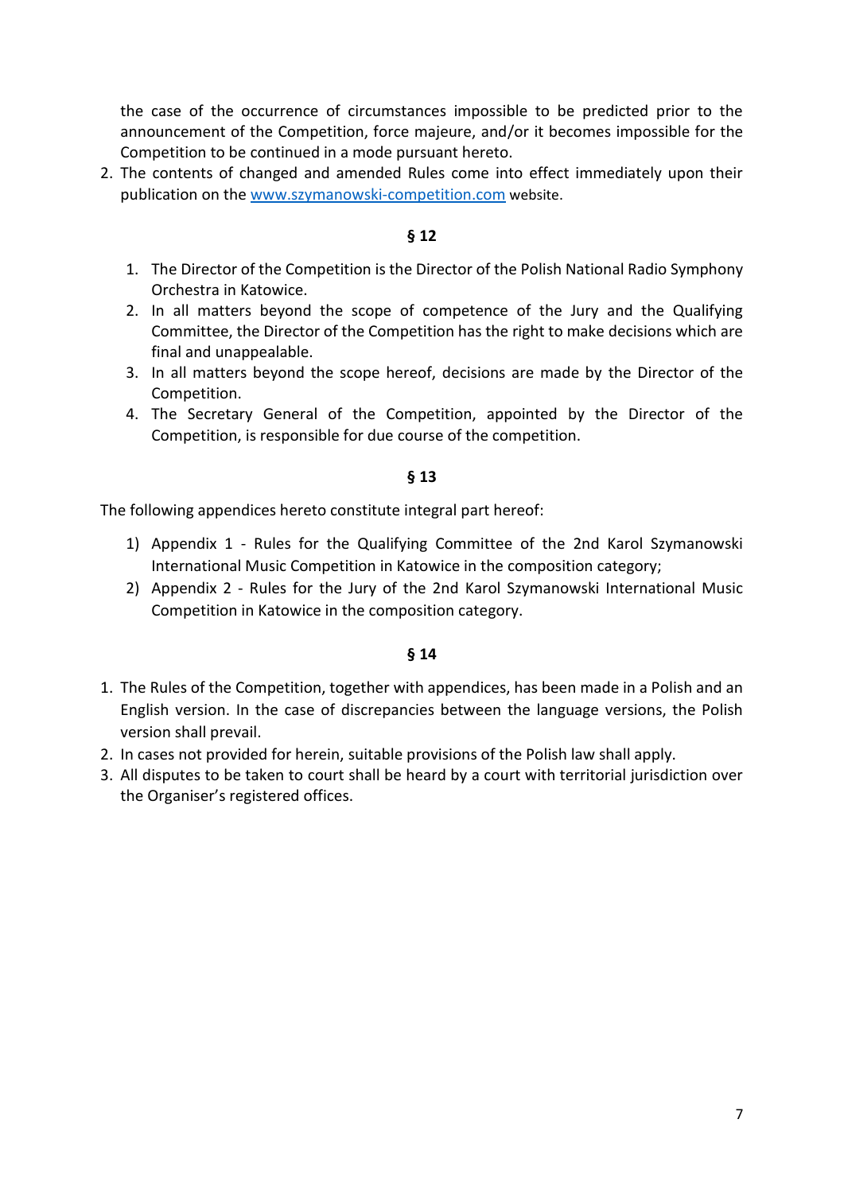the case of the occurrence of circumstances impossible to be predicted prior to the announcement of the Competition, force majeure, and/or it becomes impossible for the Competition to be continued in a mode pursuant hereto.

2. The contents of changed and amended Rules come into effect immediately upon their publication on the www.szymanowski-competition.com website.

**§ 12**

1. The Director of the Competition is the Director of the Polish National Radio Symphony Orchestra in Katowice.
2. In all matters beyond the scope of competence of the Jury and the Qualifying Committee, the Director of the Competition has the right to make decisions which are final and unappealable.
3. In all matters beyond the scope hereof, decisions are made by the Director of the Competition.
4. The Secretary General of the Competition, appointed by the Director of the Competition, is responsible for due course of the competition.

**§ 13**

The following appendices hereto constitute integral part hereof:

1) Appendix 1 - Rules for the Qualifying Committee of the 2nd Karol Szymanowski International Music Competition in Katowice in the composition category;
2) Appendix 2 - Rules for the Jury of the 2nd Karol Szymanowski International Music Competition in Katowice in the composition category.

**§ 14**

1. The Rules of the Competition, together with appendices, has been made in a Polish and an English version. In the case of discrepancies between the language versions, the Polish version shall prevail.
2. In cases not provided for herein, suitable provisions of the Polish law shall apply.
3. All disputes to be taken to court shall be heard by a court with territorial jurisdiction over the Organiser's registered offices.